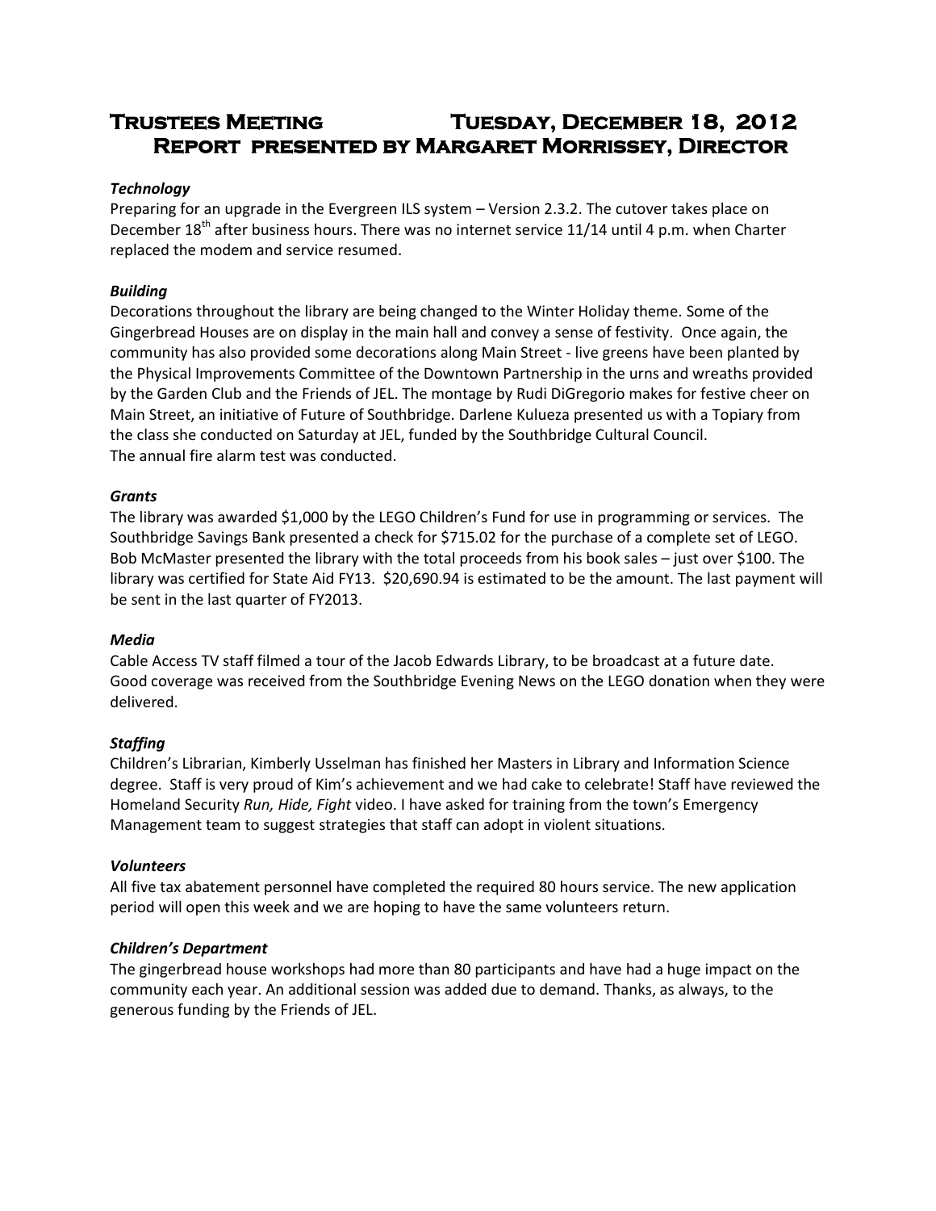# Trustees Meeting Tuesday, December 18, 2012
## Report presented by Margaret Morrissey, Director

### *Technology*

Preparing for an upgrade in the Evergreen ILS system – Version 2.3.2. The cutover takes place on December 18th after business hours. There was no internet service 11/14 until 4 p.m. when Charter replaced the modem and service resumed.

### *Building*

Decorations throughout the library are being changed to the Winter Holiday theme. Some of the Gingerbread Houses are on display in the main hall and convey a sense of festivity. Once again, the community has also provided some decorations along Main Street - live greens have been planted by the Physical Improvements Committee of the Downtown Partnership in the urns and wreaths provided by the Garden Club and the Friends of JEL. The montage by Rudi DiGregorio makes for festive cheer on Main Street, an initiative of Future of Southbridge. Darlene Kulueza presented us with a Topiary from the class she conducted on Saturday at JEL, funded by the Southbridge Cultural Council.
The annual fire alarm test was conducted.

### *Grants*

The library was awarded $1,000 by the LEGO Children's Fund for use in programming or services. The Southbridge Savings Bank presented a check for $715.02 for the purchase of a complete set of LEGO. Bob McMaster presented the library with the total proceeds from his book sales – just over $100. The library was certified for State Aid FY13. $20,690.94 is estimated to be the amount. The last payment will be sent in the last quarter of FY2013.

### *Media*

Cable Access TV staff filmed a tour of the Jacob Edwards Library, to be broadcast at a future date. Good coverage was received from the Southbridge Evening News on the LEGO donation when they were delivered.

### *Staffing*

Children's Librarian, Kimberly Usselman has finished her Masters in Library and Information Science degree. Staff is very proud of Kim's achievement and we had cake to celebrate! Staff have reviewed the Homeland Security *Run, Hide, Fight* video. I have asked for training from the town's Emergency Management team to suggest strategies that staff can adopt in violent situations.

### *Volunteers*

All five tax abatement personnel have completed the required 80 hours service. The new application period will open this week and we are hoping to have the same volunteers return.

### *Children's Department*

The gingerbread house workshops had more than 80 participants and have had a huge impact on the community each year. An additional session was added due to demand. Thanks, as always, to the generous funding by the Friends of JEL.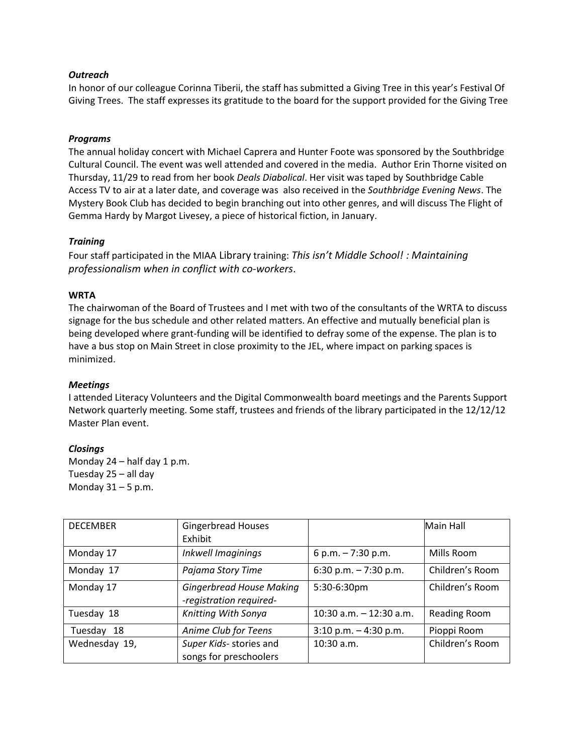### *Outreach*

In honor of our colleague Corinna Tiberii, the staff has submitted a Giving Tree in this year's Festival Of Giving Trees. The staff expresses its gratitude to the board for the support provided for the Giving Tree

### *Programs*

The annual holiday concert with Michael Caprera and Hunter Foote was sponsored by the Southbridge Cultural Council. The event was well attended and covered in the media. Author Erin Thorne visited on Thursday, 11/29 to read from her book *Deals Diabolical*. Her visit was taped by Southbridge Cable Access TV to air at a later date, and coverage was also received in the *Southbridge Evening News*. The Mystery Book Club has decided to begin branching out into other genres, and will discuss The Flight of Gemma Hardy by Margot Livesey, a piece of historical fiction, in January.

### *Training*

Four staff participated in the MIAA Library training: *This isn't Middle School! : Maintaining professionalism when in conflict with co-workers*.

### **WRTA**

The chairwoman of the Board of Trustees and I met with two of the consultants of the WRTA to discuss signage for the bus schedule and other related matters. An effective and mutually beneficial plan is being developed where grant-funding will be identified to defray some of the expense. The plan is to have a bus stop on Main Street in close proximity to the JEL, where impact on parking spaces is minimized.

### *Meetings*

I attended Literacy Volunteers and the Digital Commonwealth board meetings and the Parents Support Network quarterly meeting. Some staff, trustees and friends of the library participated in the 12/12/12 Master Plan event.

### *Closings*

Monday 24 – half day 1 p.m.
Tuesday 25 – all day
Monday 31 – 5 p.m.

| DECEMBER | Gingerbread Houses Exhibit | | Main Hall |
|---|---|---|---|
| Monday 17 | *Inkwell Imaginings* | 6 p.m. – 7:30 p.m. | Mills Room |
| Monday 17 | *Pajama Story Time* | 6:30 p.m. – 7:30 p.m. | Children's Room |
| Monday 17 | *Gingerbread House Making -registration required-* | 5:30-6:30pm | Children's Room |
| Tuesday 18 | *Knitting With Sonya* | 10:30 a.m. – 12:30 a.m. | Reading Room |
| Tuesday 18 | *Anime Club for Teens* | 3:10 p.m. – 4:30 p.m. | Pioppi Room |
| Wednesday 19, | *Super Kids*- stories and songs for preschoolers | 10:30 a.m. | Children's Room |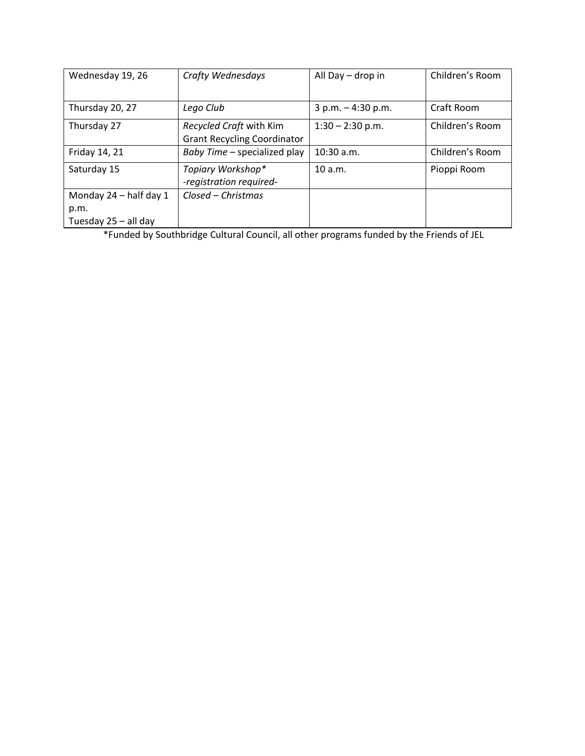| | | | |
|---|---|---|---|
| Wednesday 19, 26 | *Crafty Wednesdays* | All Day – drop in | Children's Room |
| Thursday 20, 27 | *Lego Club* | 3 p.m. – 4:30 p.m. | Craft Room |
| Thursday 27 | *Recycled Craft* with Kim Grant Recycling Coordinator | 1:30 – 2:30 p.m. | Children's Room |
| Friday 14, 21 | *Baby Time* – specialized play | 10:30 a.m. | Children's Room |
| Saturday 15 | *Topiary Workshop\** *-registration required-* | 10 a.m. | Pioppi Room |
| Monday 24 – half day 1 p.m. Tuesday 25 – all day | *Closed – Christmas* | | |

*Funded by Southbridge Cultural Council, all other programs funded by the Friends of JEL